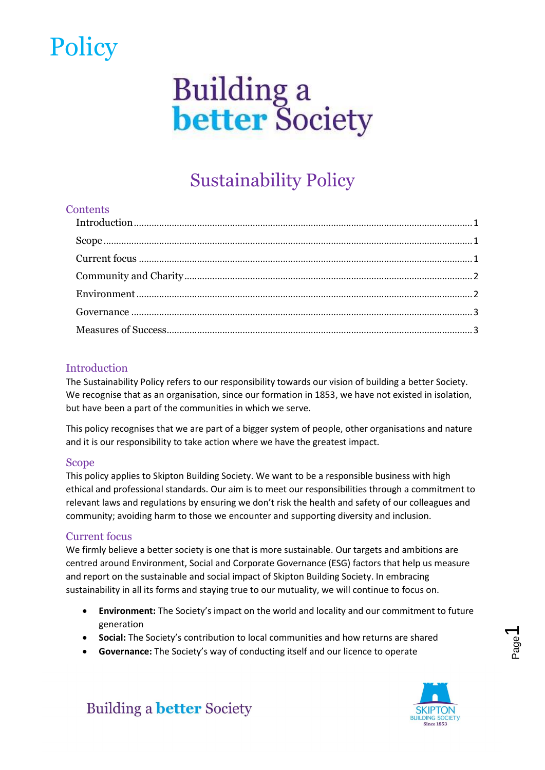# Policy

Building a better Society

## Sustainability Policy

### Contents

Introduction ........ 1
Scope ........ 1
Current focus ........ 1
Community and Charity ........ 2
Environment ........ 2
Governance ........ 3
Measures of Success ........ 3

### Introduction

The Sustainability Policy refers to our responsibility towards our vision of building a better Society. We recognise that as an organisation, since our formation in 1853, we have not existed in isolation, but have been a part of the communities in which we serve.

This policy recognises that we are part of a bigger system of people, other organisations and nature and it is our responsibility to take action where we have the greatest impact.

### Scope

This policy applies to Skipton Building Society. We want to be a responsible business with high ethical and professional standards. Our aim is to meet our responsibilities through a commitment to relevant laws and regulations by ensuring we don't risk the health and safety of our colleagues and community; avoiding harm to those we encounter and supporting diversity and inclusion.

### Current focus

We firmly believe a better society is one that is more sustainable. Our targets and ambitions are centred around Environment, Social and Corporate Governance (ESG) factors that help us measure and report on the sustainable and social impact of Skipton Building Society. In embracing sustainability in all its forms and staying true to our mutuality, we will continue to focus on.

- **Environment:** The Society's impact on the world and locality and our commitment to future generation
- **Social:** The Society's contribution to local communities and how returns are shared
- **Governance:** The Society's way of conducting itself and our licence to operate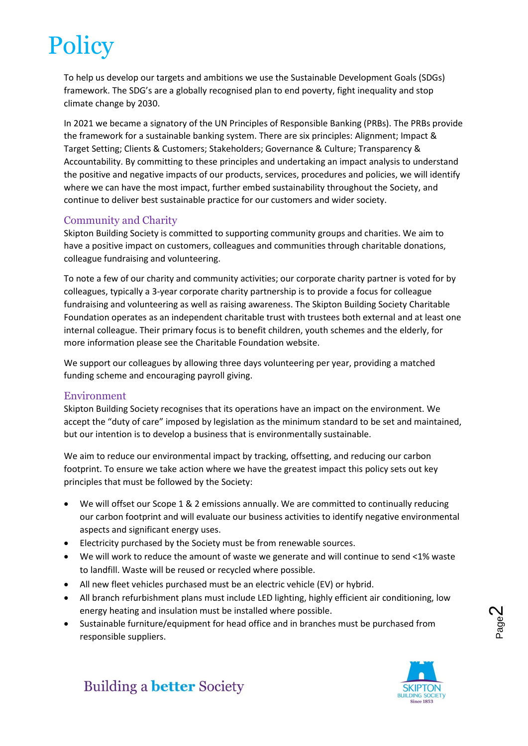# Policy

To help us develop our targets and ambitions we use the Sustainable Development Goals (SDGs) framework. The SDG's are a globally recognised plan to end poverty, fight inequality and stop climate change by 2030.

In 2021 we became a signatory of the UN Principles of Responsible Banking (PRBs). The PRBs provide the framework for a sustainable banking system. There are six principles: Alignment; Impact & Target Setting; Clients & Customers; Stakeholders; Governance & Culture; Transparency & Accountability. By committing to these principles and undertaking an impact analysis to understand the positive and negative impacts of our products, services, procedures and policies, we will identify where we can have the most impact, further embed sustainability throughout the Society, and continue to deliver best sustainable practice for our customers and wider society.

## Community and Charity

Skipton Building Society is committed to supporting community groups and charities. We aim to have a positive impact on customers, colleagues and communities through charitable donations, colleague fundraising and volunteering.

To note a few of our charity and community activities; our corporate charity partner is voted for by colleagues, typically a 3-year corporate charity partnership is to provide a focus for colleague fundraising and volunteering as well as raising awareness. The Skipton Building Society Charitable Foundation operates as an independent charitable trust with trustees both external and at least one internal colleague. Their primary focus is to benefit children, youth schemes and the elderly, for more information please see the Charitable Foundation website.

We support our colleagues by allowing three days volunteering per year, providing a matched funding scheme and encouraging payroll giving.

## Environment

Skipton Building Society recognises that its operations have an impact on the environment. We accept the "duty of care" imposed by legislation as the minimum standard to be set and maintained, but our intention is to develop a business that is environmentally sustainable.

We aim to reduce our environmental impact by tracking, offsetting, and reducing our carbon footprint. To ensure we take action where we have the greatest impact this policy sets out key principles that must be followed by the Society:

- We will offset our Scope 1 & 2 emissions annually. We are committed to continually reducing our carbon footprint and will evaluate our business activities to identify negative environmental aspects and significant energy uses.
- Electricity purchased by the Society must be from renewable sources.
- We will work to reduce the amount of waste we generate and will continue to send <1% waste to landfill. Waste will be reused or recycled where possible.
- All new fleet vehicles purchased must be an electric vehicle (EV) or hybrid.
- All branch refurbishment plans must include LED lighting, highly efficient air conditioning, low energy heating and insulation must be installed where possible.
- Sustainable furniture/equipment for head office and in branches must be purchased from responsible suppliers.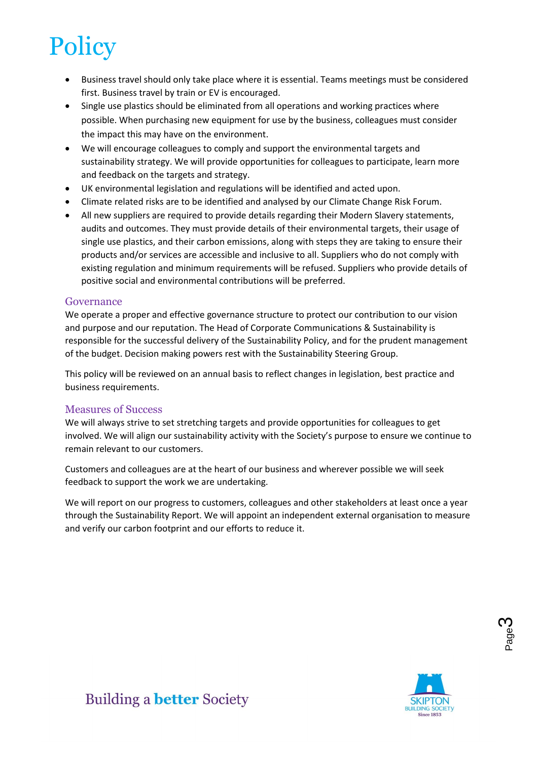# Policy

- Business travel should only take place where it is essential. Teams meetings must be considered first. Business travel by train or EV is encouraged.
- Single use plastics should be eliminated from all operations and working practices where possible. When purchasing new equipment for use by the business, colleagues must consider the impact this may have on the environment.
- We will encourage colleagues to comply and support the environmental targets and sustainability strategy. We will provide opportunities for colleagues to participate, learn more and feedback on the targets and strategy.
- UK environmental legislation and regulations will be identified and acted upon.
- Climate related risks are to be identified and analysed by our Climate Change Risk Forum.
- All new suppliers are required to provide details regarding their Modern Slavery statements, audits and outcomes. They must provide details of their environmental targets, their usage of single use plastics, and their carbon emissions, along with steps they are taking to ensure their products and/or services are accessible and inclusive to all. Suppliers who do not comply with existing regulation and minimum requirements will be refused. Suppliers who provide details of positive social and environmental contributions will be preferred.

## Governance

We operate a proper and effective governance structure to protect our contribution to our vision and purpose and our reputation. The Head of Corporate Communications & Sustainability is responsible for the successful delivery of the Sustainability Policy, and for the prudent management of the budget. Decision making powers rest with the Sustainability Steering Group.

This policy will be reviewed on an annual basis to reflect changes in legislation, best practice and business requirements.

## Measures of Success

We will always strive to set stretching targets and provide opportunities for colleagues to get involved. We will align our sustainability activity with the Society's purpose to ensure we continue to remain relevant to our customers.

Customers and colleagues are at the heart of our business and wherever possible we will seek feedback to support the work we are undertaking.

We will report on our progress to customers, colleagues and other stakeholders at least once a year through the Sustainability Report. We will appoint an independent external organisation to measure and verify our carbon footprint and our efforts to reduce it.